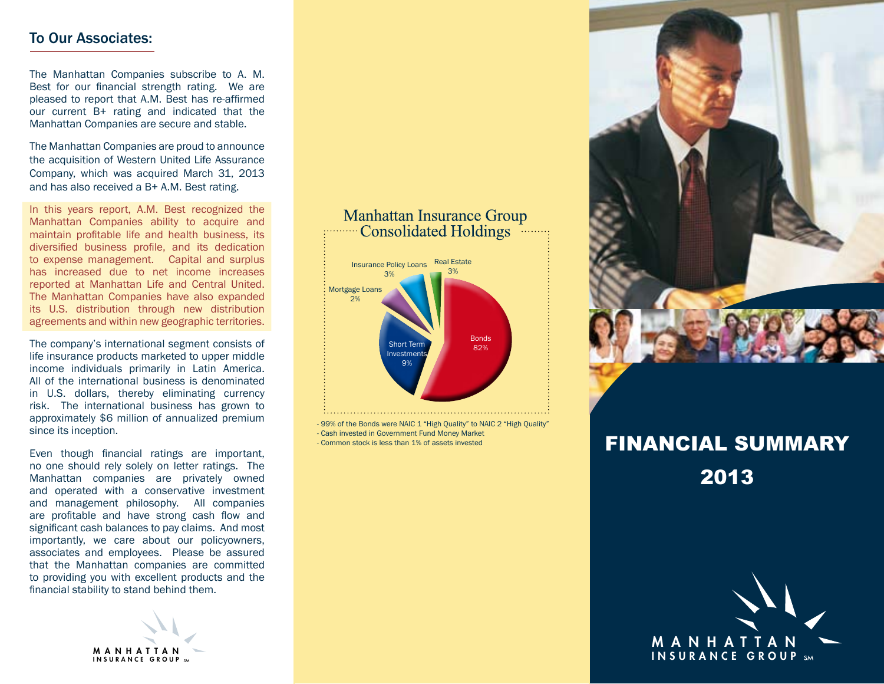## To Our Associates:

The Manhattan Companies subscribe to A. M. Best for our financial strength rating. We are pleased to report that A.M. Best has re-affirmed our current B+ rating and indicated that the Manhattan Companies are secure and stable.

The Manhattan Companies are proud to announce the acquisition of Western United Life Assurance Company, which was acquired March 31, 2013 and has also received a B+ A.M. Best rating.

In this years report, A.M. Best recognized the Manhattan Companies ability to acquire and maintain profitable life and health business, its diversified business profile, and its dedication to expense management. Capital and surplus has increased due to net income increases reported at Manhattan Life and Central United. The Manhattan Companies have also expanded its U.S. distribution through new distribution agreements and within new geographic territories.

The company's international segment consists of life insurance products marketed to upper middle income individuals primarily in Latin America. All of the international business is denominated in U.S. dollars, thereby eliminating currency risk. The international business has grown to approximately $6 million of annualized premium since its inception.

Even though financial ratings are important, no one should rely solely on letter ratings. The Manhattan companies are privately owned and operated with a conservative investment and management philosophy. All companies are profitable and have strong cash flow and significant cash balances to pay claims. And most importantly, we care about our policyowners, associates and employees. Please be assured that the Manhattan companies are committed to providing you with excellent products and the financial stability to stand behind them.

MANHATTAN INSURANCE GROUP SM

## Manhattan Insurance Group Consolidated Holdings

| Holding | Percentage |
|---|---|
| Bonds | 82% |
| Short Term Investments | 9% |
| Insurance Policy Loans | 3% |
| Real Estate | 3% |
| Mortgage Loans | 2% |

- 99% of the Bonds were NAIC 1 "High Quality" to NAIC 2 "High Quality"
- Cash invested in Government Fund Money Market
- Common stock is less than 1% of assets invested

# FINANCIAL SUMMARY 2013

MANHATTAN INSURANCE GROUP SM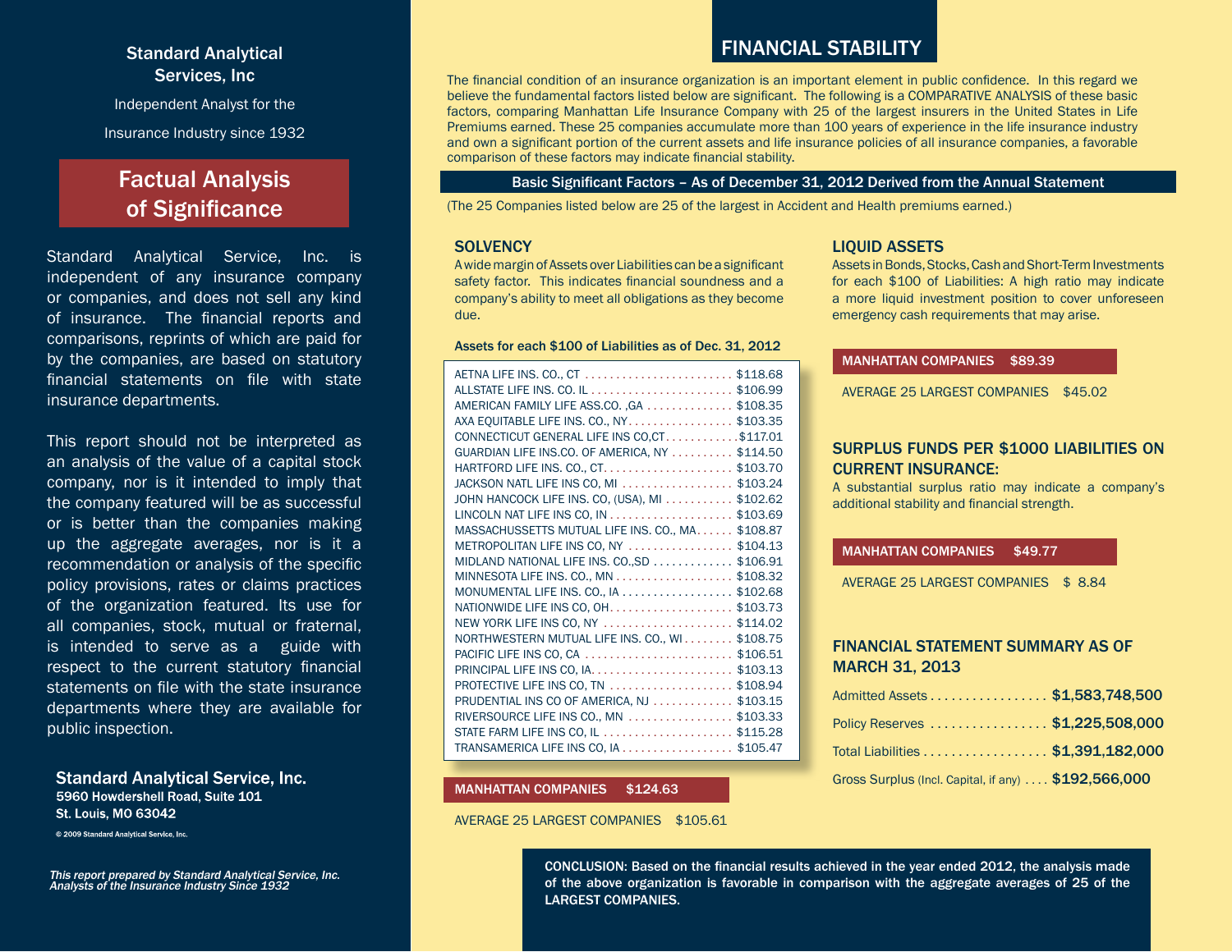## Standard Analytical Services, Inc

Independent Analyst for the

Insurance Industry since 1932

## Factual Analysis of Significance

Standard Analytical Service, Inc. is independent of any insurance company or companies, and does not sell any kind of insurance. The financial reports and comparisons, reprints of which are paid for by the companies, are based on statutory financial statements on file with state insurance departments.

This report should not be interpreted as an analysis of the value of a capital stock company, nor is it intended to imply that the company featured will be as successful or is better than the companies making up the aggregate averages, nor is it a recommendation or analysis of the specific policy provisions, rates or claims practices of the organization featured. Its use for all companies, stock, mutual or fraternal, is intended to serve as a guide with respect to the current statutory financial statements on file with the state insurance departments where they are available for public inspection.

**Standard Analytical Service, Inc.**
**5960 Howdershell Road, Suite 101**
**St. Louis, MO 63042**

© 2009 Standard Analytical Service, Inc.

*This report prepared by Standard Analytical Service, Inc. Analysts of the Insurance Industry Since 1932*

# FINANCIAL STABILITY

The financial condition of an insurance organization is an important element in public confidence. In this regard we believe the fundamental factors listed below are significant. The following is a COMPARATIVE ANALYSIS of these basic factors, comparing Manhattan Life Insurance Company with 25 of the largest insurers in the United States in Life Premiums earned. These 25 companies accumulate more than 100 years of experience in the life insurance industry and own a significant portion of the current assets and life insurance policies of all insurance companies, a favorable comparison of these factors may indicate financial stability.

**Basic Significant Factors – As of December 31, 2012 Derived from the Annual Statement**

(The 25 Companies listed below are 25 of the largest in Accident and Health premiums earned.)

### SOLVENCY

A wide margin of Assets over Liabilities can be a significant safety factor. This indicates financial soundness and a company's ability to meet all obligations as they become due.

**Assets for each $100 of Liabilities as of Dec. 31, 2012**

| | |
|---|---|
| AETNA LIFE INS. CO., CT | $118.68 |
| ALLSTATE LIFE INS. CO. IL | $106.99 |
| AMERICAN FAMILY LIFE ASS.CO. ,GA | $108.35 |
| AXA EQUITABLE LIFE INS. CO., NY | $103.35 |
| CONNECTICUT GENERAL LIFE INS CO,CT | $117.01 |
| GUARDIAN LIFE INS.CO. OF AMERICA, NY | $114.50 |
| HARTFORD LIFE INS. CO., CT | $103.70 |
| JACKSON NATL LIFE INS CO, MI | $103.24 |
| JOHN HANCOCK LIFE INS. CO, (USA), MI | $102.62 |
| LINCOLN NAT LIFE INS CO, IN | $103.69 |
| MASSACHUSSETTS MUTUAL LIFE INS. CO., MA | $108.87 |
| METROPOLITAN LIFE INS CO, NY | $104.13 |
| MIDLAND NATIONAL LIFE INS. CO.,SD | $106.91 |
| MINNESOTA LIFE INS. CO., MN | $108.32 |
| MONUMENTAL LIFE INS. CO., IA | $102.68 |
| NATIONWIDE LIFE INS CO, OH | $103.73 |
| NEW YORK LIFE INS CO, NY | $114.02 |
| NORTHWESTERN MUTUAL LIFE INS. CO., WI | $108.75 |
| PACIFIC LIFE INS CO, CA | $106.51 |
| PRINCIPAL LIFE INS CO, IA | $103.13 |
| PROTECTIVE LIFE INS CO, TN | $108.94 |
| PRUDENTIAL INS CO OF AMERICA, NJ | $103.15 |
| RIVERSOURCE LIFE INS CO., MN | $103.33 |
| STATE FARM LIFE INS CO, IL | $115.28 |
| TRANSAMERICA LIFE INS CO, IA | $105.47 |

**MANHATTAN COMPANIES $124.63**

AVERAGE 25 LARGEST COMPANIES $105.61

### LIQUID ASSETS

Assets in Bonds, Stocks, Cash and Short-Term Investments for each $100 of Liabilities: A high ratio may indicate a more liquid investment position to cover unforeseen emergency cash requirements that may arise.

**MANHATTAN COMPANIES $89.39**

AVERAGE 25 LARGEST COMPANIES $45.02

### SURPLUS FUNDS PER $1000 LIABILITIES ON CURRENT INSURANCE:

A substantial surplus ratio may indicate a company's additional stability and financial strength.

**MANHATTAN COMPANIES $49.77**

AVERAGE 25 LARGEST COMPANIES $ 8.84

### FINANCIAL STATEMENT SUMMARY AS OF MARCH 31, 2013

| | |
|---|---|
| Admitted Assets | **$1,583,748,500** |
| Policy Reserves | **$1,225,508,000** |
| Total Liabilities | **$1,391,182,000** |
| Gross Surplus (Incl. Capital, if any) | **$192,566,000** |

CONCLUSION: Based on the financial results achieved in the year ended 2012, the analysis made of the above organization is favorable in comparison with the aggregate averages of 25 of the LARGEST COMPANIES.